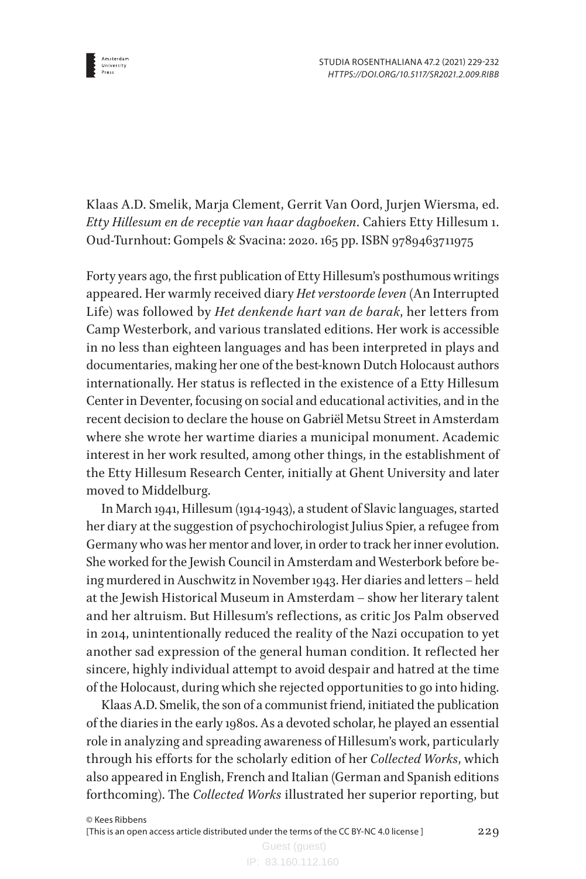Klaas A.D. Smelik, Marja Clement, Gerrit Van Oord, Jurjen Wiersma, ed. *Etty Hillesum en de receptie van haar dagboeken*. Cahiers Etty Hillesum 1. Oud-Turnhout: Gompels & Svacina: 2020. 165 pp. ISBN 9789463711975

Forty years ago, the first publication of Etty Hillesum's posthumous writings appeared. Her warmly received diary *Het verstoorde leven* (An Interrupted Life) was followed by *Het denkende hart van de barak*, her letters from Camp Westerbork, and various translated editions. Her work is accessible in no less than eighteen languages and has been interpreted in plays and documentaries, making her one of the best-known Dutch Holocaust authors internationally. Her status is reflected in the existence of a Etty Hillesum Center in Deventer, focusing on social and educational activities, and in the recent decision to declare the house on Gabriël Metsu Street in Amsterdam where she wrote her wartime diaries a municipal monument. Academic interest in her work resulted, among other things, in the establishment of the Etty Hillesum Research Center, initially at Ghent University and later moved to Middelburg.

In March 1941, Hillesum (1914-1943), a student of Slavic languages, started her diary at the suggestion of psychochirologist Julius Spier, a refugee from Germany who was her mentor and lover, in order to track her inner evolution. She worked for the Jewish Council in Amsterdam and Westerbork before being murdered in Auschwitz in November 1943. Her diaries and letters – held at the Jewish Historical Museum in Amsterdam – show her literary talent and her altruism. But Hillesum's reflections, as critic Jos Palm observed in 2014, unintentionally reduced the reality of the Nazi occupation to yet another sad expression of the general human condition. It reflected her sincere, highly individual attempt to avoid despair and hatred at the time of the Holocaust, during which she rejected opportunities to go into hiding.

Klaas A.D. Smelik, the son of a communist friend, initiated the publication of the diaries in the early 1980s. As a devoted scholar, he played an essential role in analyzing and spreading awareness of Hillesum's work, particularly through his efforts for the scholarly edition of her *Collected Works*, which also appeared in English, French and Italian (German and Spanish editions forthcoming). The *Collected Works* illustrated her superior reporting, but

© Kees Ribbens
[This is an open access article distributed under the terms of the CC BY-NC 4.0 license ]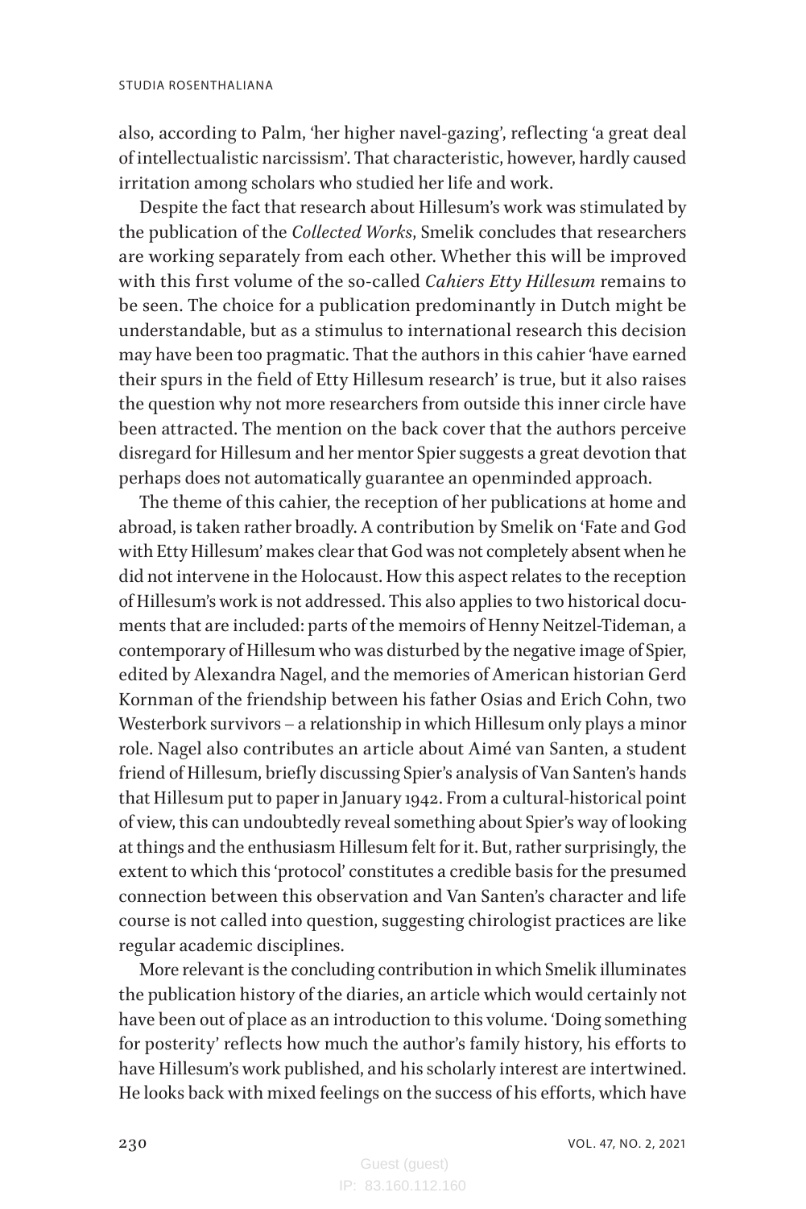also, according to Palm, 'her higher navel-gazing', reflecting 'a great deal of intellectualistic narcissism'. That characteristic, however, hardly caused irritation among scholars who studied her life and work.

Despite the fact that research about Hillesum's work was stimulated by the publication of the *Collected Works*, Smelik concludes that researchers are working separately from each other. Whether this will be improved with this first volume of the so-called *Cahiers Etty Hillesum* remains to be seen. The choice for a publication predominantly in Dutch might be understandable, but as a stimulus to international research this decision may have been too pragmatic. That the authors in this cahier 'have earned their spurs in the field of Etty Hillesum research' is true, but it also raises the question why not more researchers from outside this inner circle have been attracted. The mention on the back cover that the authors perceive disregard for Hillesum and her mentor Spier suggests a great devotion that perhaps does not automatically guarantee an openminded approach.

The theme of this cahier, the reception of her publications at home and abroad, is taken rather broadly. A contribution by Smelik on 'Fate and God with Etty Hillesum' makes clear that God was not completely absent when he did not intervene in the Holocaust. How this aspect relates to the reception of Hillesum's work is not addressed. This also applies to two historical documents that are included: parts of the memoirs of Henny Neitzel-Tideman, a contemporary of Hillesum who was disturbed by the negative image of Spier, edited by Alexandra Nagel, and the memories of American historian Gerd Kornman of the friendship between his father Osias and Erich Cohn, two Westerbork survivors – a relationship in which Hillesum only plays a minor role. Nagel also contributes an article about Aimé van Santen, a student friend of Hillesum, briefly discussing Spier's analysis of Van Santen's hands that Hillesum put to paper in January 1942. From a cultural-historical point of view, this can undoubtedly reveal something about Spier's way of looking at things and the enthusiasm Hillesum felt for it. But, rather surprisingly, the extent to which this 'protocol' constitutes a credible basis for the presumed connection between this observation and Van Santen's character and life course is not called into question, suggesting chirologist practices are like regular academic disciplines.

More relevant is the concluding contribution in which Smelik illuminates the publication history of the diaries, an article which would certainly not have been out of place as an introduction to this volume. 'Doing something for posterity' reflects how much the author's family history, his efforts to have Hillesum's work published, and his scholarly interest are intertwined. He looks back with mixed feelings on the success of his efforts, which have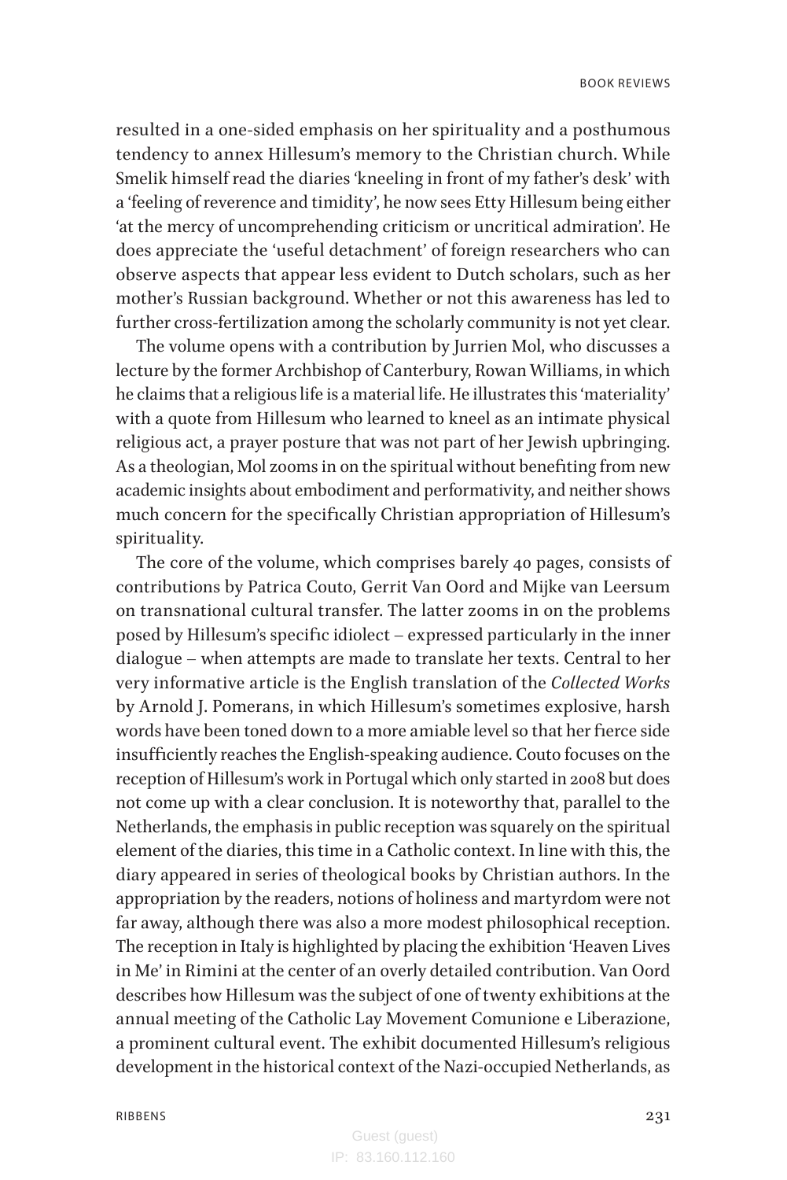resulted in a one-sided emphasis on her spirituality and a posthumous tendency to annex Hillesum's memory to the Christian church. While Smelik himself read the diaries 'kneeling in front of my father's desk' with a 'feeling of reverence and timidity', he now sees Etty Hillesum being either 'at the mercy of uncomprehending criticism or uncritical admiration'. He does appreciate the 'useful detachment' of foreign researchers who can observe aspects that appear less evident to Dutch scholars, such as her mother's Russian background. Whether or not this awareness has led to further cross-fertilization among the scholarly community is not yet clear.

The volume opens with a contribution by Jurrien Mol, who discusses a lecture by the former Archbishop of Canterbury, Rowan Williams, in which he claims that a religious life is a material life. He illustrates this 'materiality' with a quote from Hillesum who learned to kneel as an intimate physical religious act, a prayer posture that was not part of her Jewish upbringing. As a theologian, Mol zooms in on the spiritual without benefiting from new academic insights about embodiment and performativity, and neither shows much concern for the specifically Christian appropriation of Hillesum's spirituality.

The core of the volume, which comprises barely 40 pages, consists of contributions by Patrica Couto, Gerrit Van Oord and Mijke van Leersum on transnational cultural transfer. The latter zooms in on the problems posed by Hillesum's specific idiolect – expressed particularly in the inner dialogue – when attempts are made to translate her texts. Central to her very informative article is the English translation of the *Collected Works* by Arnold J. Pomerans, in which Hillesum's sometimes explosive, harsh words have been toned down to a more amiable level so that her fierce side insufficiently reaches the English-speaking audience. Couto focuses on the reception of Hillesum's work in Portugal which only started in 2008 but does not come up with a clear conclusion. It is noteworthy that, parallel to the Netherlands, the emphasis in public reception was squarely on the spiritual element of the diaries, this time in a Catholic context. In line with this, the diary appeared in series of theological books by Christian authors. In the appropriation by the readers, notions of holiness and martyrdom were not far away, although there was also a more modest philosophical reception. The reception in Italy is highlighted by placing the exhibition 'Heaven Lives in Me' in Rimini at the center of an overly detailed contribution. Van Oord describes how Hillesum was the subject of one of twenty exhibitions at the annual meeting of the Catholic Lay Movement Comunione e Liberazione, a prominent cultural event. The exhibit documented Hillesum's religious development in the historical context of the Nazi-occupied Netherlands, as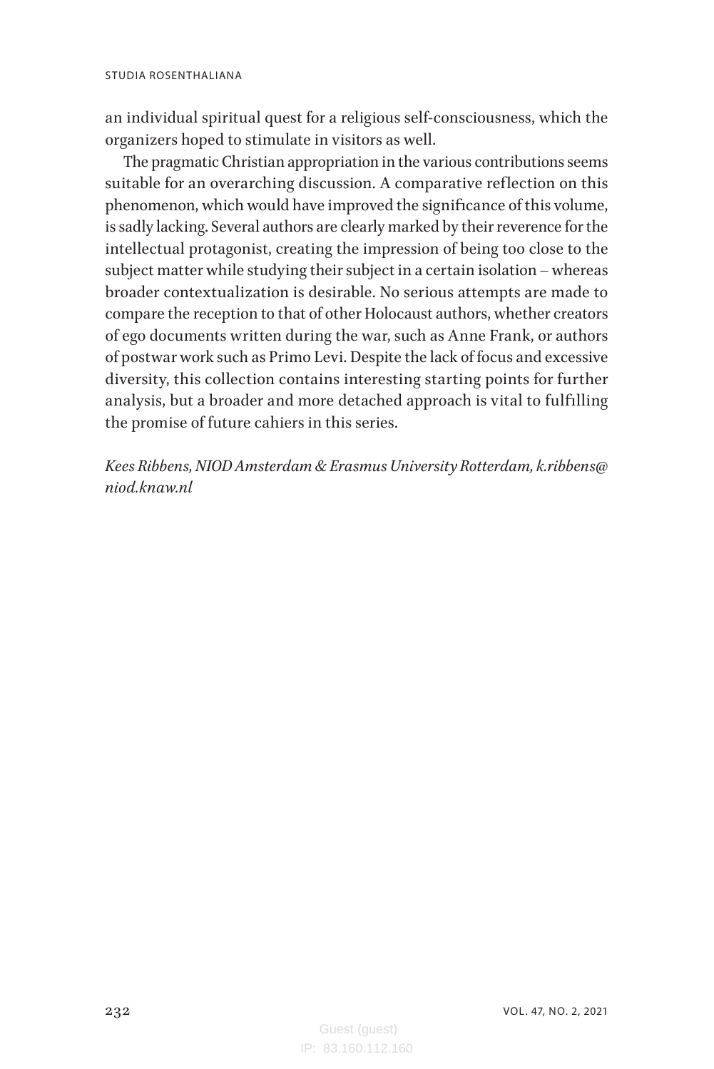an individual spiritual quest for a religious self-consciousness, which the organizers hoped to stimulate in visitors as well.

The pragmatic Christian appropriation in the various contributions seems suitable for an overarching discussion. A comparative reflection on this phenomenon, which would have improved the significance of this volume, is sadly lacking. Several authors are clearly marked by their reverence for the intellectual protagonist, creating the impression of being too close to the subject matter while studying their subject in a certain isolation – whereas broader contextualization is desirable. No serious attempts are made to compare the reception to that of other Holocaust authors, whether creators of ego documents written during the war, such as Anne Frank, or authors of postwar work such as Primo Levi. Despite the lack of focus and excessive diversity, this collection contains interesting starting points for further analysis, but a broader and more detached approach is vital to fulfilling the promise of future cahiers in this series.

*Kees Ribbens, NIOD Amsterdam & Erasmus University Rotterdam, k.ribbens@niod.knaw.nl*